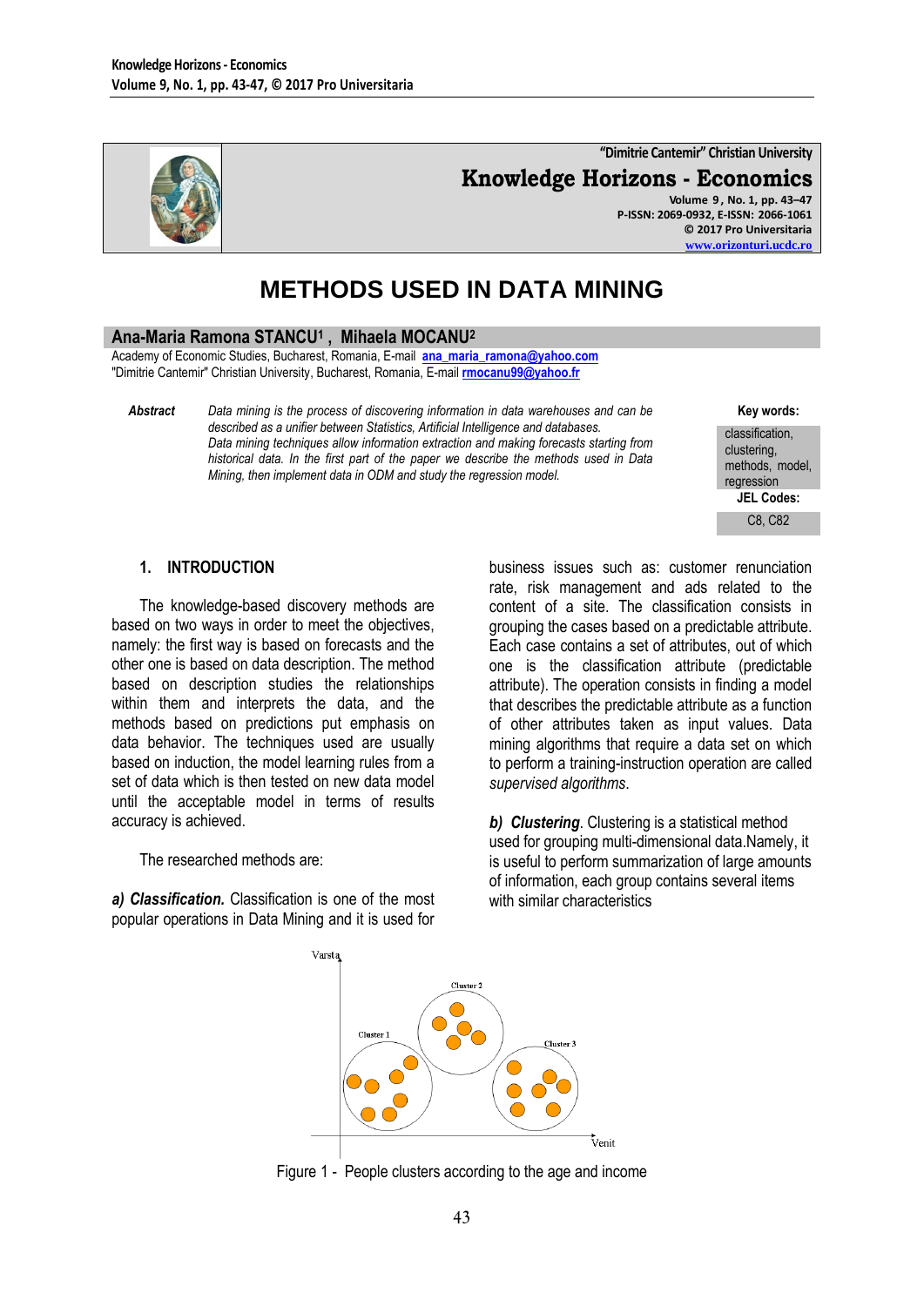"Dimitrie Cantemir" Christian University

**Knowledge Horizons - Economics**

Volume 9, No. 1, pp. 43–47
P-ISSN: 2069-0932, E-ISSN: 2066-1061
© 2017 Pro Universitaria
www.orizonturi.ucdc.ro

# METHODS USED IN DATA MINING

**Ana-Maria Ramona STANCU[1], Mihaela MOCANU[2]**

Academy of Economic Studies, Bucharest, Romania, E-mail ana_maria_ramona@yahoo.com
"Dimitrie Cantemir" Christian University, Bucharest, Romania, E-mail rmocanu99@yahoo.fr

***Abstract*** *Data mining is the process of discovering information in data warehouses and can be described as a unifier between Statistics, Artificial Intelligence and databases. Data mining techniques allow information extraction and making forecasts starting from historical data. In the first part of the paper we describe the methods used in Data Mining, then implement data in ODM and study the regression model.*

**Key words:**
classification, clustering, methods, model, regression

**JEL Codes:**
C8, C82

## 1. INTRODUCTION

The knowledge-based discovery methods are based on two ways in order to meet the objectives, namely: the first way is based on forecasts and the other one is based on data description. The method based on description studies the relationships within them and interprets the data, and the methods based on predictions put emphasis on data behavior. The techniques used are usually based on induction, the model learning rules from a set of data which is then tested on new data model until the acceptable model in terms of results accuracy is achieved.

The researched methods are:

***a) Classification.*** Classification is one of the most popular operations in Data Mining and it is used for business issues such as: customer renunciation rate, risk management and ads related to the content of a site. The classification consists in grouping the cases based on a predictable attribute. Each case contains a set of attributes, out of which one is the classification attribute (predictable attribute). The operation consists in finding a model that describes the predictable attribute as a function of other attributes taken as input values. Data mining algorithms that require a data set on which to perform a training-instruction operation are called *supervised algorithms*.

***b) Clustering***. Clustering is a statistical method used for grouping multi-dimensional data.Namely, it is useful to perform summarization of large amounts of information, each group contains several items with similar characteristics

Figure 1 - People clusters according to the age and income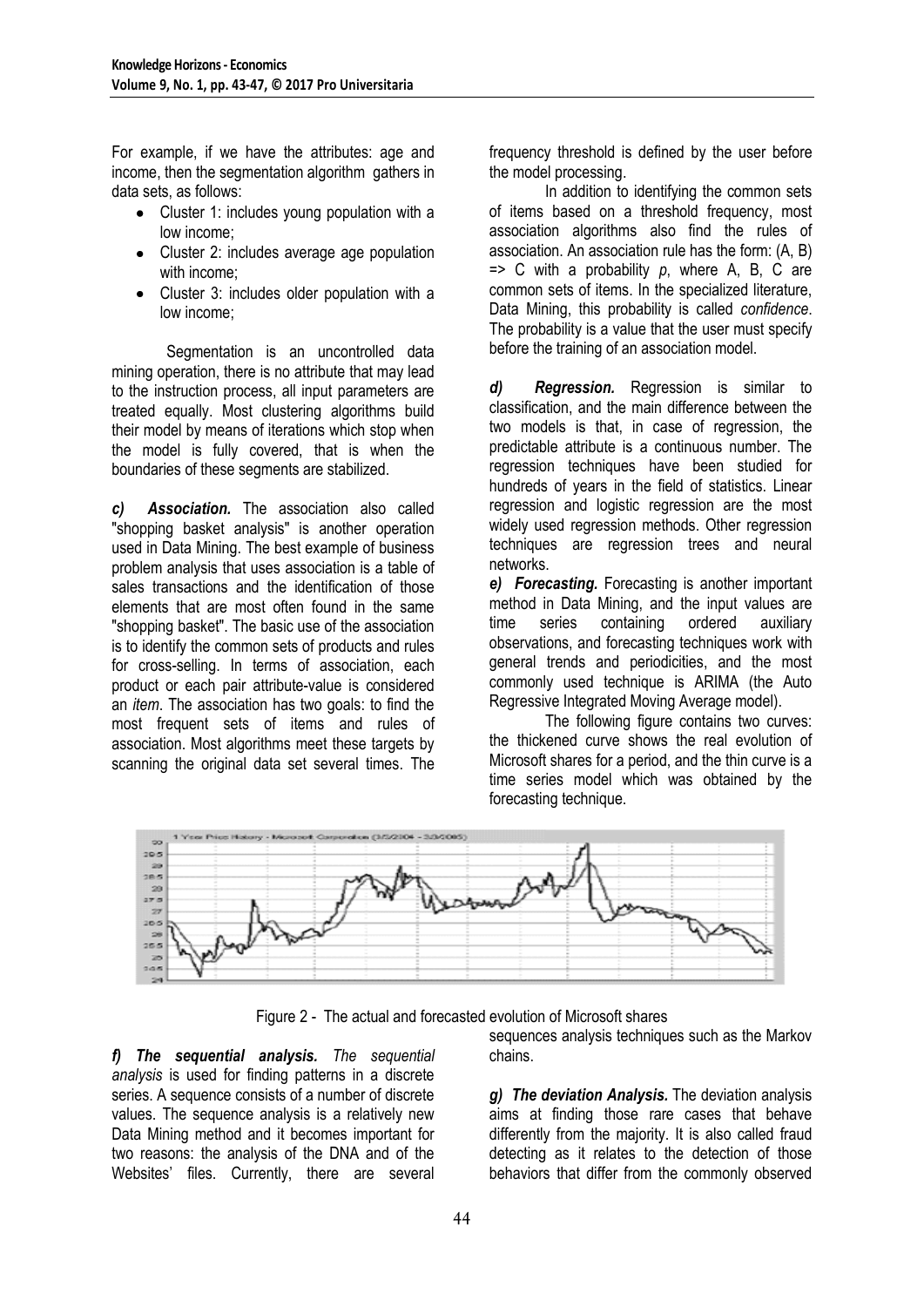For example, if we have the attributes: age and income, then the segmentation algorithm gathers in data sets, as follows:

- Cluster 1: includes young population with a low income;
- Cluster 2: includes average age population with income;
- Cluster 3: includes older population with a low income;

Segmentation is an uncontrolled data mining operation, there is no attribute that may lead to the instruction process, all input parameters are treated equally. Most clustering algorithms build their model by means of iterations which stop when the model is fully covered, that is when the boundaries of these segments are stabilized.

***c) Association.*** The association also called "shopping basket analysis" is another operation used in Data Mining. The best example of business problem analysis that uses association is a table of sales transactions and the identification of those elements that are most often found in the same "shopping basket". The basic use of the association is to identify the common sets of products and rules for cross-selling. In terms of association, each product or each pair attribute-value is considered an *item*. The association has two goals: to find the most frequent sets of items and rules of association. Most algorithms meet these targets by scanning the original data set several times. The frequency threshold is defined by the user before the model processing.

In addition to identifying the common sets of items based on a threshold frequency, most association algorithms also find the rules of association. An association rule has the form: (A, B) => C with a probability *p*, where A, B, C are common sets of items. In the specialized literature, Data Mining, this probability is called *confidence*. The probability is a value that the user must specify before the training of an association model.

***d) Regression.*** Regression is similar to classification, and the main difference between the two models is that, in case of regression, the predictable attribute is a continuous number. The regression techniques have been studied for hundreds of years in the field of statistics. Linear regression and logistic regression are the most widely used regression methods. Other regression techniques are regression trees and neural networks.

***e) Forecasting.*** Forecasting is another important method in Data Mining, and the input values are time series containing ordered auxiliary observations, and forecasting techniques work with general trends and periodicities, and the most commonly used technique is ARIMA (the Auto Regressive Integrated Moving Average model).

The following figure contains two curves: the thickened curve shows the real evolution of Microsoft shares for a period, and the thin curve is a time series model which was obtained by the forecasting technique.

Figure 2 - The actual and forecasted evolution of Microsoft shares

***f) The sequential analysis.*** *The sequential analysis* is used for finding patterns in a discrete series. A sequence consists of a number of discrete values. The sequence analysis is a relatively new Data Mining method and it becomes important for two reasons: the analysis of the DNA and of the Websites' files. Currently, there are several sequences analysis techniques such as the Markov chains.

***g) The deviation Analysis.*** The deviation analysis aims at finding those rare cases that behave differently from the majority. It is also called fraud detecting as it relates to the detection of those behaviors that differ from the commonly observed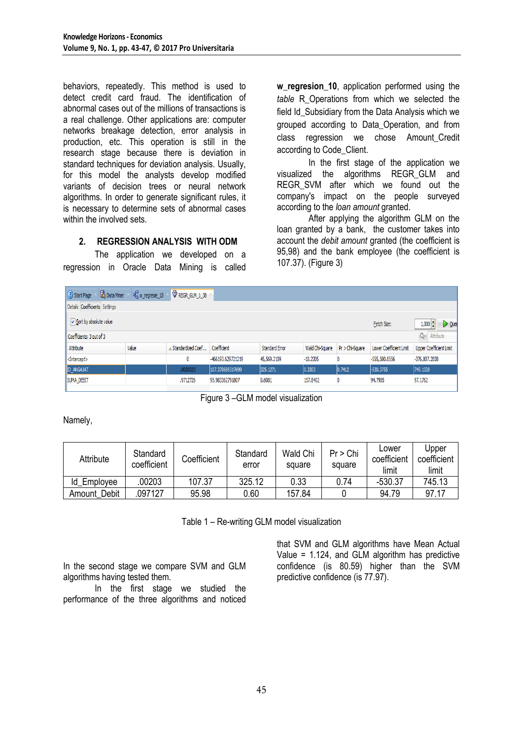behaviors, repeatedly. This method is used to detect credit card fraud. The identification of abnormal cases out of the millions of transactions is a real challenge. Other applications are: computer networks breakage detection, error analysis in production, etc. This operation is still in the research stage because there is deviation in standard techniques for deviation analysis. Usually, for this model the analysts develop modified variants of decision trees or neural network algorithms. In order to generate significant rules, it is necessary to determine sets of abnormal cases within the involved sets.

## 2. REGRESSION ANALYSIS WITH ODM

The application we developed on a regression in Oracle Data Mining is called **w_regresion_10**, application performed using the *table* R_Operations from which we selected the field Id_Subsidiary from the Data Analysis which we grouped according to Data_Operation, and from class regression we chose Amount_Credit according to Code_Client.

In the first stage of the application we visualized the algorithms REGR_GLM and REGR_SVM after which we found out the company's impact on the people surveyed according to the *loan amount* granted.

After applying the algorithm GLM on the loan granted by a bank, the customer takes into account the *debit amount* granted (the coefficient is 95,98) and the bank employee (the coefficient is 107.37). (Figure 3)

| Attribute | Value | Standardized Coef... | Coefficient | Standard Error | Wald Chi-Square | Pr > Chi-Square | Lower Coefficient Limit | Upper Coefficient Limit |
|---|---|---|---|---|---|---|---|---|
| <Intercept> | | 0 | -466193.629721219 | 45,569.2109 | -10.2305 | 0 | -555,580.0556 | -376,807.2038 |
| ID_ANGAJAT | | .0020323 | 107.378689317699 | 325.1271 | 0.3303 | 0.7412 | -530.3755 | 745.1328 |
| SUMA_DEBIT | | .9712726 | 95.983362791807 | 0.6081 | 157.8402 | 0 | 94.7905 | 97.1762 |

Figure 3 –GLM model visualization

Namely,

| Attribute | Standard coefficient | Coefficient | Standard error | Wald Chi square | Pr > Chi square | Lower coefficient limit | Upper coefficient limit |
|---|---|---|---|---|---|---|---|
| Id_Employee | .00203 | 107.37 | 325.12 | 0.33 | 0.74 | -530.37 | 745.13 |
| Amount_Debit | .097127 | 95.98 | 0.60 | 157.84 | 0 | 94.79 | 97.17 |

Table 1 – Re-writing GLM model visualization

In the second stage we compare SVM and GLM algorithms having tested them.

In the first stage we studied the performance of the three algorithms and noticed that SVM and GLM algorithms have Mean Actual Value = 1.124, and GLM algorithm has predictive confidence (is 80.59) higher than the SVM predictive confidence (is 77.97).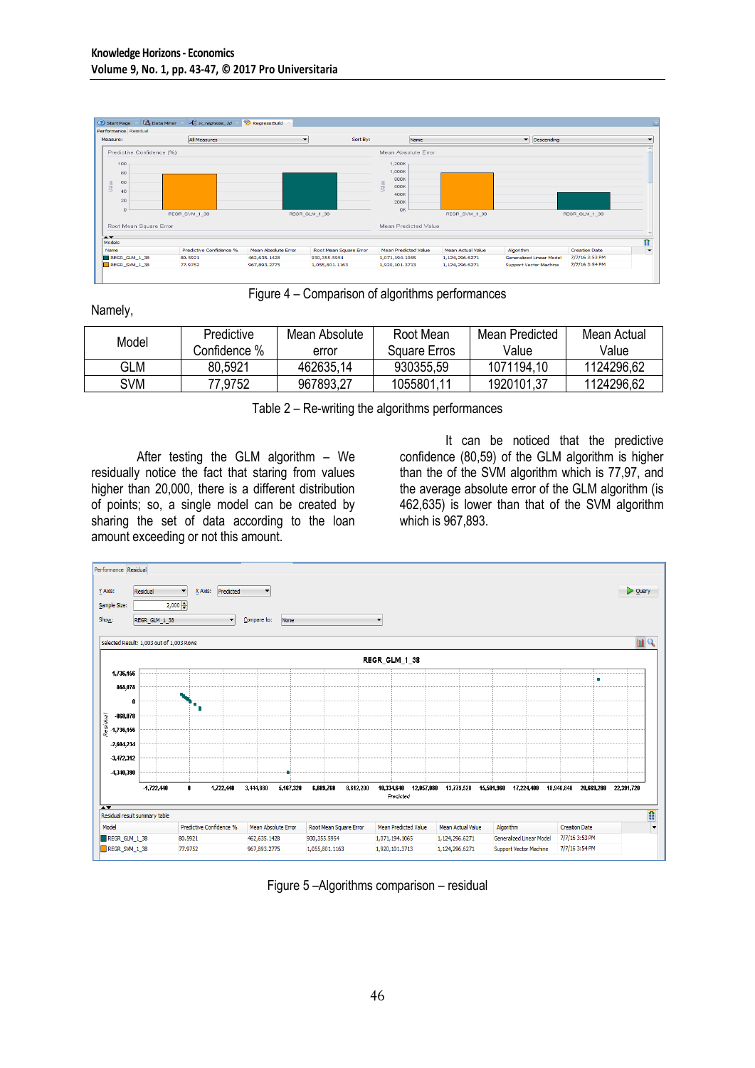Figure 4 – Comparison of algorithms performances

Namely,

| Model | Predictive Confidence % | Mean Absolute error | Root Mean Square Erros | Mean Predicted Value | Mean Actual Value |
|---|---|---|---|---|---|
| GLM | 80,5921 | 462635,14 | 930355,59 | 1071194,10 | 1124296,62 |
| SVM | 77,9752 | 967893,27 | 1055801,11 | 1920101,37 | 1124296,62 |

Table 2 – Re-writing the algorithms performances

It can be noticed that the predictive confidence (80,59) of the GLM algorithm is higher than the of the SVM algorithm which is 77,97, and the average absolute error of the GLM algorithm (is 462,635) is lower than that of the SVM algorithm which is 967,893.

After testing the GLM algorithm – We residually notice the fact that staring from values higher than 20,000, there is a different distribution of points; so, a single model can be created by sharing the set of data according to the loan amount exceeding or not this amount.

Figure 5 –Algorithms comparison – residual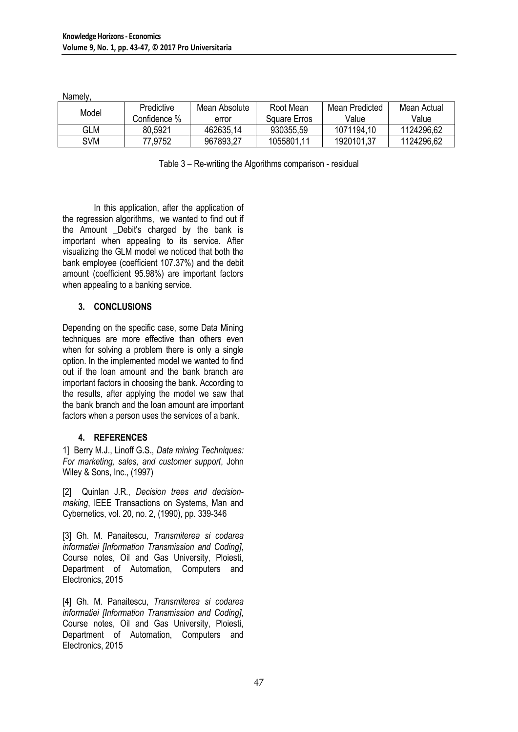Namely,

| Model | Predictive Confidence % | Mean Absolute error | Root Mean Square Erros | Mean Predicted Value | Mean Actual Value |
|---|---|---|---|---|---|
| GLM | 80,5921 | 462635,14 | 930355,59 | 1071194,10 | 1124296,62 |
| SVM | 77,9752 | 967893,27 | 1055801,11 | 1920101,37 | 1124296,62 |

Table 3 – Re-writing the Algorithms comparison - residual

In this application, after the application of the regression algorithms, we wanted to find out if the Amount _Debit's charged by the bank is important when appealing to its service. After visualizing the GLM model we noticed that both the bank employee (coefficient 107.37%) and the debit amount (coefficient 95.98%) are important factors when appealing to a banking service.

## 3. CONCLUSIONS

Depending on the specific case, some Data Mining techniques are more effective than others even when for solving a problem there is only a single option. In the implemented model we wanted to find out if the loan amount and the bank branch are important factors in choosing the bank. According to the results, after applying the model we saw that the bank branch and the loan amount are important factors when a person uses the services of a bank.

## 4. REFERENCES

1] Berry M.J., Linoff G.S., *Data mining Techniques: For marketing, sales, and customer support*, John Wiley & Sons, Inc., (1997)

[2] Quinlan J.R., *Decision trees and decision-making*, IEEE Transactions on Systems, Man and Cybernetics, vol. 20, no. 2, (1990), pp. 339-346

[3] Gh. M. Panaitescu, *Transmiterea si codarea informatiei [Information Transmission and Coding]*, Course notes, Oil and Gas University, Ploiesti, Department of Automation, Computers and Electronics, 2015

[4] Gh. M. Panaitescu, *Transmiterea si codarea informatiei [Information Transmission and Coding]*, Course notes, Oil and Gas University, Ploiesti, Department of Automation, Computers and Electronics, 2015